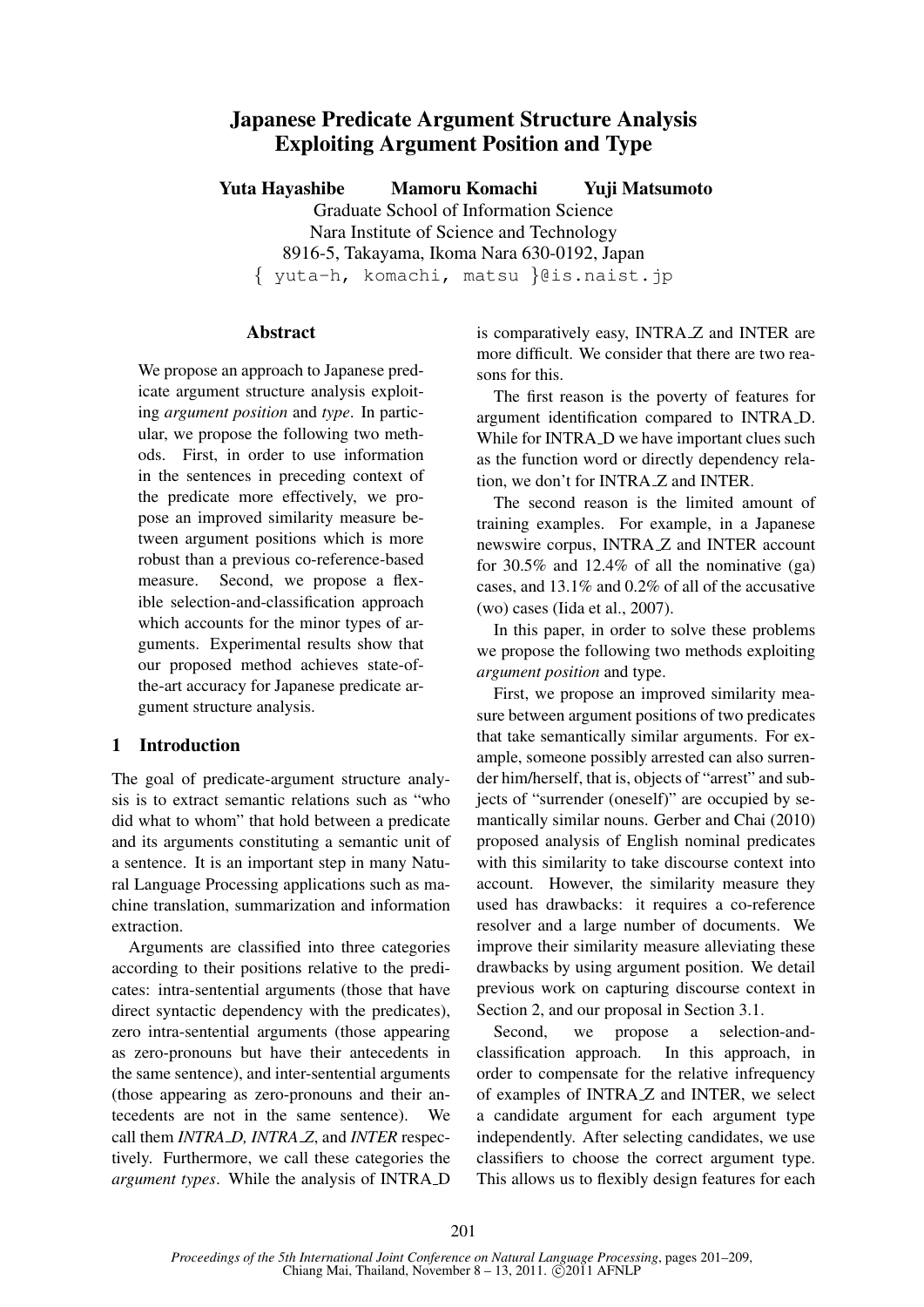# Japanese Predicate Argument Structure Analysis Exploiting Argument Position and Type

**Yuta Hayashibe  Mamoru Komachi  Yuji Matsumoto**

Graduate School of Information Science
Nara Institute of Science and Technology
8916-5, Takayama, Ikoma Nara 630-0192, Japan
{ yuta-h, komachi, matsu }@is.naist.jp

## Abstract

We propose an approach to Japanese predicate argument structure analysis exploiting *argument position* and *type*. In particular, we propose the following two methods. First, in order to use information in the sentences in preceding context of the predicate more effectively, we propose an improved similarity measure between argument positions which is more robust than a previous co-reference-based measure. Second, we propose a flexible selection-and-classification approach which accounts for the minor types of arguments. Experimental results show that our proposed method achieves state-of-the-art accuracy for Japanese predicate argument structure analysis.

## 1 Introduction

The goal of predicate-argument structure analysis is to extract semantic relations such as "who did what to whom" that hold between a predicate and its arguments constituting a semantic unit of a sentence. It is an important step in many Natural Language Processing applications such as machine translation, summarization and information extraction.

Arguments are classified into three categories according to their positions relative to the predicates: intra-sentential arguments (those that have direct syntactic dependency with the predicates), zero intra-sentential arguments (those appearing as zero-pronouns but have their antecedents in the same sentence), and inter-sentential arguments (those appearing as zero-pronouns and their antecedents are not in the same sentence). We call them *INTRA_D, INTRA_Z*, and *INTER* respectively. Furthermore, we call these categories the *argument types*. While the analysis of INTRA_D is comparatively easy, INTRA_Z and INTER are more difficult. We consider that there are two reasons for this.

The first reason is the poverty of features for argument identification compared to INTRA_D. While for INTRA_D we have important clues such as the function word or directly dependency relation, we don't for INTRA_Z and INTER.

The second reason is the limited amount of training examples. For example, in a Japanese newswire corpus, INTRA_Z and INTER account for 30.5% and 12.4% of all the nominative (ga) cases, and 13.1% and 0.2% of all of the accusative (wo) cases (Iida et al., 2007).

In this paper, in order to solve these problems we propose the following two methods exploiting *argument position* and type.

First, we propose an improved similarity measure between argument positions of two predicates that take semantically similar arguments. For example, someone possibly arrested can also surrender him/herself, that is, objects of "arrest" and subjects of "surrender (oneself)" are occupied by semantically similar nouns. Gerber and Chai (2010) proposed analysis of English nominal predicates with this similarity to take discourse context into account. However, the similarity measure they used has drawbacks: it requires a co-reference resolver and a large number of documents. We improve their similarity measure alleviating these drawbacks by using argument position. We detail previous work on capturing discourse context in Section 2, and our proposal in Section 3.1.

Second, we propose a selection-and-classification approach. In this approach, in order to compensate for the relative infrequency of examples of INTRA_Z and INTER, we select a candidate argument for each argument type independently. After selecting candidates, we use classifiers to choose the correct argument type. This allows us to flexibly design features for each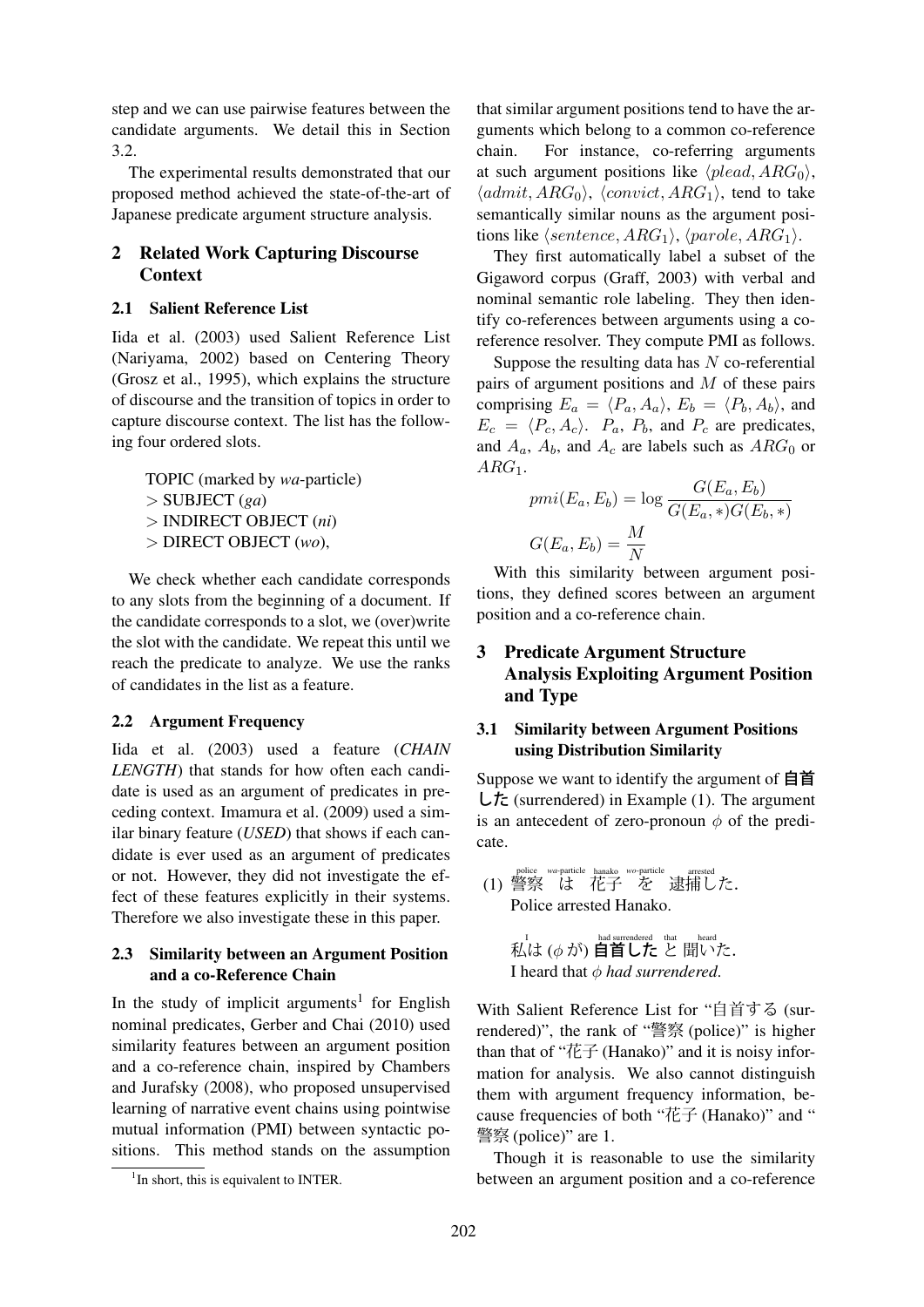step and we can use pairwise features between the candidate arguments. We detail this in Section 3.2.

The experimental results demonstrated that our proposed method achieved the state-of-the-art of Japanese predicate argument structure analysis.

## 2 Related Work Capturing Discourse Context

### 2.1 Salient Reference List

Iida et al. (2003) used Salient Reference List (Nariyama, 2002) based on Centering Theory (Grosz et al., 1995), which explains the structure of discourse and the transition of topics in order to capture discourse context. The list has the following four ordered slots.

> TOPIC (marked by *wa*-particle)
> $>$ SUBJECT (*ga*)
> $>$ INDIRECT OBJECT (*ni*)
> $>$ DIRECT OBJECT (*wo*),

We check whether each candidate corresponds to any slots from the beginning of a document. If the candidate corresponds to a slot, we (over)write the slot with the candidate. We repeat this until we reach the predicate to analyze. We use the ranks of candidates in the list as a feature.

### 2.2 Argument Frequency

Iida et al. (2003) used a feature (*CHAIN LENGTH*) that stands for how often each candidate is used as an argument of predicates in preceding context. Imamura et al. (2009) used a similar binary feature (*USED*) that shows if each candidate is ever used as an argument of predicates or not. However, they did not investigate the effect of these features explicitly in their systems. Therefore we also investigate these in this paper.

### 2.3 Similarity between an Argument Position and a co-Reference Chain

In the study of implicit arguments[1] for English nominal predicates, Gerber and Chai (2010) used similarity features between an argument position and a co-reference chain, inspired by Chambers and Jurafsky (2008), who proposed unsupervised learning of narrative event chains using pointwise mutual information (PMI) between syntactic positions. This method stands on the assumption that similar argument positions tend to have the arguments which belong to a common co-reference chain. For instance, co-referring arguments at such argument positions like $\langle plead, ARG_0\rangle$, $\langle admit, ARG_0\rangle$, $\langle convict, ARG_1\rangle$, tend to take semantically similar nouns as the argument positions like $\langle sentence, ARG_1\rangle$, $\langle parole, ARG_1\rangle$.

They first automatically label a subset of the Gigaword corpus (Graff, 2003) with verbal and nominal semantic role labeling. They then identify co-references between arguments using a co-reference resolver. They compute PMI as follows.

Suppose the resulting data has $N$ co-referential pairs of argument positions and $M$ of these pairs comprising $E_a = \langle P_a, A_a\rangle$, $E_b = \langle P_b, A_b\rangle$, and $E_c = \langle P_c, A_c\rangle$. $P_a$, $P_b$, and $P_c$ are predicates, and $A_a$, $A_b$, and $A_c$ are labels such as $ARG_0$ or $ARG_1$.

$$pmi(E_a, E_b) = \log \frac{G(E_a, E_b)}{G(E_a, *)G(E_b, *)}$$

$$G(E_a, E_b) = \frac{M}{N}$$

With this similarity between argument positions, they defined scores between an argument position and a co-reference chain.

[1] In short, this is equivalent to INTER.

## 3 Predicate Argument Structure Analysis Exploiting Argument Position and Type

### 3.1 Similarity between Argument Positions using Distribution Similarity

Suppose we want to identify the argument of **自首した** (surrendered) in Example (1). The argument is an antecedent of zero-pronoun $\phi$ of the predicate.

(1) 警察(police) は(*wa*-particle) 花子(hanako) を(*wo*-particle) 逮捕した(arrested).
Police arrested Hanako.

私(I)は ($\phi$ が) **自首した**(had surrendered) と(that) 聞いた(heard).
I heard that $\phi$ *had surrendered*.

With Salient Reference List for "自首する (surrendered)", the rank of "警察 (police)" is higher than that of "花子 (Hanako)" and it is noisy information for analysis. We also cannot distinguish them with argument frequency information, because frequencies of both "花子 (Hanako)" and "警察 (police)" are 1.

Though it is reasonable to use the similarity between an argument position and a co-reference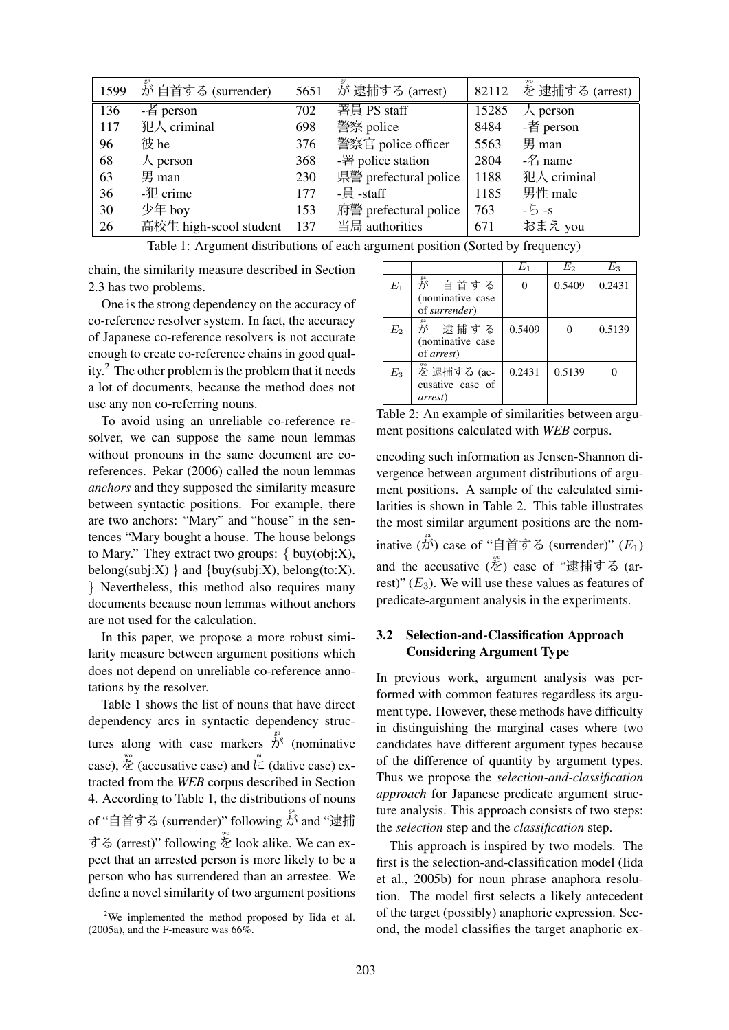| 1599 | が 自首する (surrender) | 5651 | が 逮捕する (arrest) | 82112 | を 逮捕する (arrest) |
|---|---|---|---|---|---|
| 136 | -者 person | 702 | 署員 PS staff | 15285 | 人 person |
| 117 | 犯人 criminal | 698 | 警察 police | 8484 | -者 person |
| 96 | 彼 he | 376 | 警察官 police officer | 5563 | 男 man |
| 68 | 人 person | 368 | -署 police station | 2804 | -名 name |
| 63 | 男 man | 230 | 県警 prefectural police | 1188 | 犯人 criminal |
| 36 | -犯 crime | 177 | -員 -staff | 1185 | 男性 male |
| 30 | 少年 boy | 153 | 府警 prefectural police | 763 | -ら -s |
| 26 | 高校生 high-scool student | 137 | 当局 authorities | 671 | おまえ you |

Table 1: Argument distributions of each argument position (Sorted by frequency)

chain, the similarity measure described in Section 2.3 has two problems.

One is the strong dependency on the accuracy of co-reference resolver system. In fact, the accuracy of Japanese co-reference resolvers is not accurate enough to create co-reference chains in good quality.[2] The other problem is the problem that it needs a lot of documents, because the method does not use any non co-referring nouns.

To avoid using an unreliable co-reference resolver, we can suppose the same noun lemmas without pronouns in the same document are co-references. Pekar (2006) called the noun lemmas *anchors* and they supposed the similarity measure between syntactic positions. For example, there are two anchors: "Mary" and "house" in the sentences "Mary bought a house. The house belongs to Mary." They extract two groups: { buy(obj:X), belong(subj:X) } and {buy(subj:X), belong(to:X). } Nevertheless, this method also requires many documents because noun lemmas without anchors are not used for the calculation.

In this paper, we propose a more robust similarity measure between argument positions which does not depend on unreliable co-reference annotations by the resolver.

Table 1 shows the list of nouns that have direct dependency arcs in syntactic dependency structures along with case markers が (nominative case), を (accusative case) and に (dative case) extracted from the *WEB* corpus described in Section 4. According to Table 1, the distributions of nouns of "自首する (surrender)" following が and "逮捕する (arrest)" following を look alike. We can expect that an arrested person is more likely to be a person who has surrendered than an arrestee. We define a novel similarity of two argument positions encoding such information as Jensen-Shannon divergence between argument distributions of argument positions. A sample of the calculated similarities is shown in Table 2. This table illustrates the most similar argument positions are the nominative (が) case of "自首する (surrender)" ($E_1$) and the accusative (を) case of "逮捕する (arrest)" ($E_3$). We will use these values as features of predicate-argument analysis in the experiments.

|  |  | $E_1$ | $E_2$ | $E_3$ |
|---|---|---|---|---|
| $E_1$ | が 自首する (nominative case of *surrender*) | 0 | 0.5409 | 0.2431 |
| $E_2$ | が 逮捕する (nominative case of *arrest*) | 0.5409 | 0 | 0.5139 |
| $E_3$ | を 逮捕する (accusative case of *arrest*) | 0.2431 | 0.5139 | 0 |

Table 2: An example of similarities between argument positions calculated with *WEB* corpus.

### 3.2 Selection-and-Classification Approach Considering Argument Type

In previous work, argument analysis was performed with common features regardless its argument type. However, these methods have difficulty in distinguishing the marginal cases where two candidates have different argument types because of the difference of quantity by argument types. Thus we propose the *selection-and-classification approach* for Japanese predicate argument structure analysis. This approach consists of two steps: the *selection* step and the *classification* step.

This approach is inspired by two models. The first is the selection-and-classification model (Iida et al., 2005b) for noun phrase anaphora resolution. The model first selects a likely antecedent of the target (possibly) anaphoric expression. Second, the model classifies the target anaphoric ex-

[2] We implemented the method proposed by Iida et al. (2005a), and the F-measure was 66%.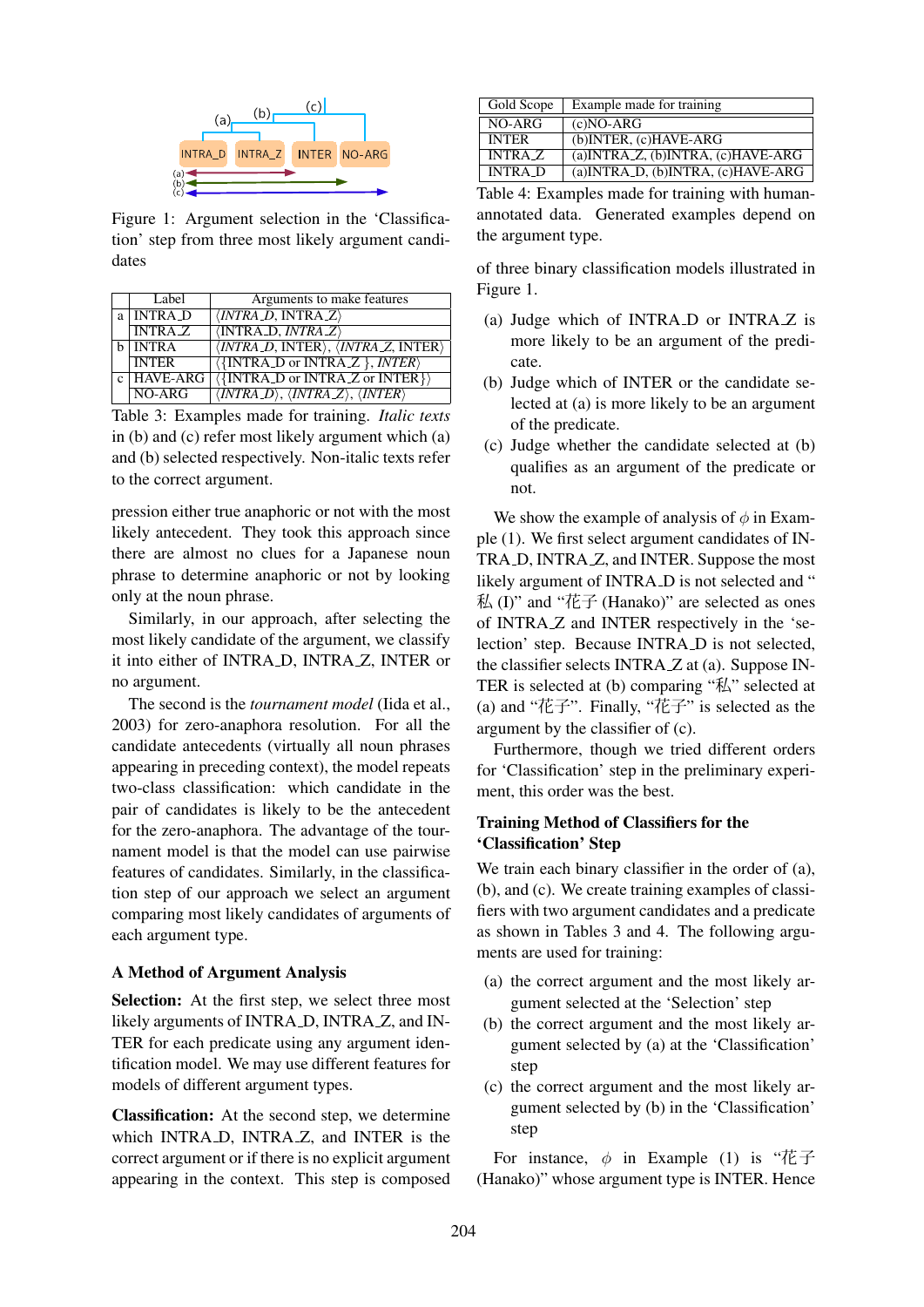Figure 1: Argument selection in the 'Classification' step from three most likely argument candidates

| | Label | Arguments to make features |
|---|---|---|
| a | INTRA_D | ⟨*INTRA_D*, INTRA_Z⟩ |
| | INTRA_Z | ⟨INTRA_D, *INTRA_Z*⟩ |
| b | INTRA | ⟨*INTRA_D*, INTER⟩, ⟨*INTRA_Z*, INTER⟩ |
| | INTER | ⟨{INTRA_D or INTRA_Z }, *INTER*⟩ |
| c | HAVE-ARG | ⟨{INTRA_D or INTRA_Z or INTER}⟩ |
| | NO-ARG | ⟨*INTRA_D*⟩, ⟨*INTRA_Z*⟩, ⟨*INTER*⟩ |

Table 3: Examples made for training. *Italic texts* in (b) and (c) refer most likely argument which (a) and (b) selected respectively. Non-italic texts refer to the correct argument.

pression either true anaphoric or not with the most likely antecedent. They took this approach since there are almost no clues for a Japanese noun phrase to determine anaphoric or not by looking only at the noun phrase.

Similarly, in our approach, after selecting the most likely candidate of the argument, we classify it into either of INTRA_D, INTRA_Z, INTER or no argument.

The second is the *tournament model* (Iida et al., 2003) for zero-anaphora resolution. For all the candidate antecedents (virtually all noun phrases appearing in preceding context), the model repeats two-class classification: which candidate in the pair of candidates is likely to be the antecedent for the zero-anaphora. The advantage of the tournament model is that the model can use pairwise features of candidates. Similarly, in the classification step of our approach we select an argument comparing most likely candidates of arguments of each argument type.

## A Method of Argument Analysis

**Selection:** At the first step, we select three most likely arguments of INTRA_D, INTRA_Z, and INTER for each predicate using any argument identification model. We may use different features for models of different argument types.

**Classification:** At the second step, we determine which INTRA_D, INTRA_Z, and INTER is the correct argument or if there is no explicit argument appearing in the context. This step is composed

| Gold Scope | Example made for training |
|---|---|
| NO-ARG | (c)NO-ARG |
| INTER | (b)INTER, (c)HAVE-ARG |
| INTRA_Z | (a)INTRA_Z, (b)INTRA, (c)HAVE-ARG |
| INTRA_D | (a)INTRA_D, (b)INTRA, (c)HAVE-ARG |

Table 4: Examples made for training with human-annotated data. Generated examples depend on the argument type.

of three binary classification models illustrated in Figure 1.

(a) Judge which of INTRA_D or INTRA_Z is more likely to be an argument of the predicate.

(b) Judge which of INTER or the candidate selected at (a) is more likely to be an argument of the predicate.

(c) Judge whether the candidate selected at (b) qualifies as an argument of the predicate or not.

We show the example of analysis of $\phi$ in Example (1). We first select argument candidates of INTRA_D, INTRA_Z, and INTER. Suppose the most likely argument of INTRA_D is not selected and "私 (I)" and "花子 (Hanako)" are selected as ones of INTRA_Z and INTER respectively in the 'selection' step. Because INTRA_D is not selected, the classifier selects INTRA_Z at (a). Suppose INTER is selected at (b) comparing "私" selected at (a) and "花子". Finally, "花子" is selected as the argument by the classifier of (c).

Furthermore, though we tried different orders for 'Classification' step in the preliminary experiment, this order was the best.

### Training Method of Classifiers for the 'Classification' Step

We train each binary classifier in the order of (a), (b), and (c). We create training examples of classifiers with two argument candidates and a predicate as shown in Tables 3 and 4. The following arguments are used for training:

(a) the correct argument and the most likely argument selected at the 'Selection' step

(b) the correct argument and the most likely argument selected by (a) at the 'Classification' step

(c) the correct argument and the most likely argument selected by (b) in the 'Classification' step

For instance, $\phi$ in Example (1) is "花子 (Hanako)" whose argument type is INTER. Hence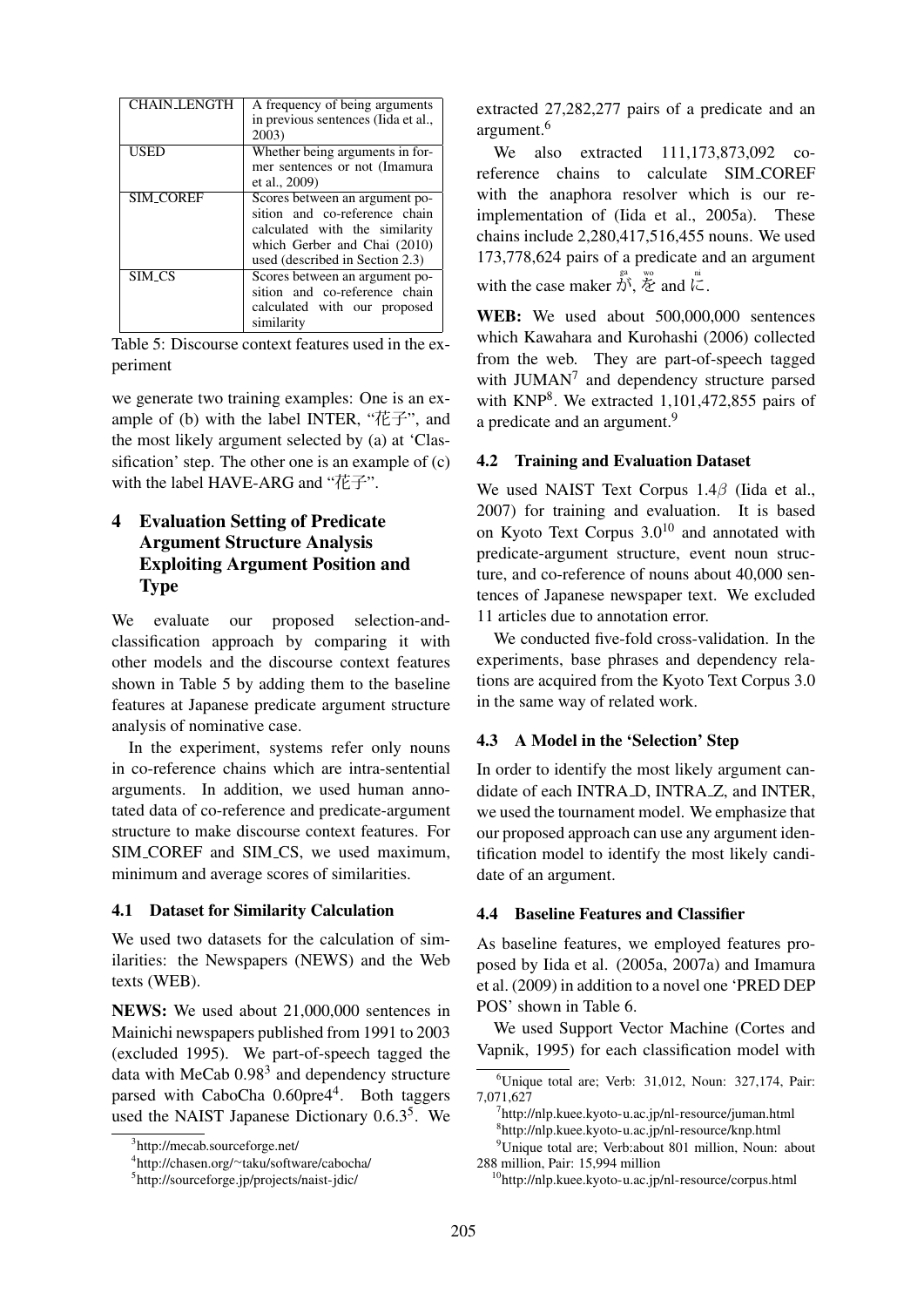| CHAIN_LENGTH | A frequency of being arguments in previous sentences (Iida et al., 2003) |
| --- | --- |
| USED | Whether being arguments in former sentences or not (Imamura et al., 2009) |
| SIM_COREF | Scores between an argument position and co-reference chain calculated with the similarity which Gerber and Chai (2010) used (described in Section 2.3) |
| SIM_CS | Scores between an argument position and co-reference chain calculated with our proposed similarity |

Table 5: Discourse context features used in the experiment

we generate two training examples: One is an example of (b) with the label INTER, "花子", and the most likely argument selected by (a) at 'Classification' step. The other one is an example of (c) with the label HAVE-ARG and "花子".

## 4 Evaluation Setting of Predicate Argument Structure Analysis Exploiting Argument Position and Type

We evaluate our proposed selection-and-classification approach by comparing it with other models and the discourse context features shown in Table 5 by adding them to the baseline features at Japanese predicate argument structure analysis of nominative case.

In the experiment, systems refer only nouns in co-reference chains which are intra-sentential arguments. In addition, we used human annotated data of co-reference and predicate-argument structure to make discourse context features. For SIM_COREF and SIM_CS, we used maximum, minimum and average scores of similarities.

### 4.1 Dataset for Similarity Calculation

We used two datasets for the calculation of similarities: the Newspapers (NEWS) and the Web texts (WEB).

**NEWS:** We used about 21,000,000 sentences in Mainichi newspapers published from 1991 to 2003 (excluded 1995). We part-of-speech tagged the data with MeCab 0.98[3] and dependency structure parsed with CaboCha 0.60pre4[4]. Both taggers used the NAIST Japanese Dictionary 0.6.3[5]. We extracted 27,282,277 pairs of a predicate and an argument.[6]

We also extracted 111,173,873,092 co-reference chains to calculate SIM_COREF with the anaphora resolver which is our re-implementation of (Iida et al., 2005a). These chains include 2,280,417,516,455 nouns. We used 173,778,624 pairs of a predicate and an argument with the case maker が(ga), を(wo) and に(ni).

**WEB:** We used about 500,000,000 sentences which Kawahara and Kurohashi (2006) collected from the web. They are part-of-speech tagged with JUMAN[7] and dependency structure parsed with KNP[8]. We extracted 1,101,472,855 pairs of a predicate and an argument.[9]

### 4.2 Training and Evaluation Dataset

We used NAIST Text Corpus 1.4$\beta$ (Iida et al., 2007) for training and evaluation. It is based on Kyoto Text Corpus 3.0[10] and annotated with predicate-argument structure, event noun structure, and co-reference of nouns about 40,000 sentences of Japanese newspaper text. We excluded 11 articles due to annotation error.

We conducted five-fold cross-validation. In the experiments, base phrases and dependency relations are acquired from the Kyoto Text Corpus 3.0 in the same way of related work.

### 4.3 A Model in the 'Selection' Step

In order to identify the most likely argument candidate of each INTRA_D, INTRA_Z, and INTER, we used the tournament model. We emphasize that our proposed approach can use any argument identification model to identify the most likely candidate of an argument.

### 4.4 Baseline Features and Classifier

As baseline features, we employed features proposed by Iida et al. (2005a, 2007a) and Imamura et al. (2009) in addition to a novel one 'PRED DEP POS' shown in Table 6.

We used Support Vector Machine (Cortes and Vapnik, 1995) for each classification model with

[3] http://mecab.sourceforge.net/

[4] http://chasen.org/~taku/software/cabocha/

[5] http://sourceforge.jp/projects/naist-jdic/

[6] Unique total are; Verb: 31,012, Noun: 327,174, Pair: 7,071,627

[7] http://nlp.kuee.kyoto-u.ac.jp/nl-resource/juman.html

[8] http://nlp.kuee.kyoto-u.ac.jp/nl-resource/knp.html

[9] Unique total are; Verb:about 801 million, Noun: about 288 million, Pair: 15,994 million

[10] http://nlp.kuee.kyoto-u.ac.jp/nl-resource/corpus.html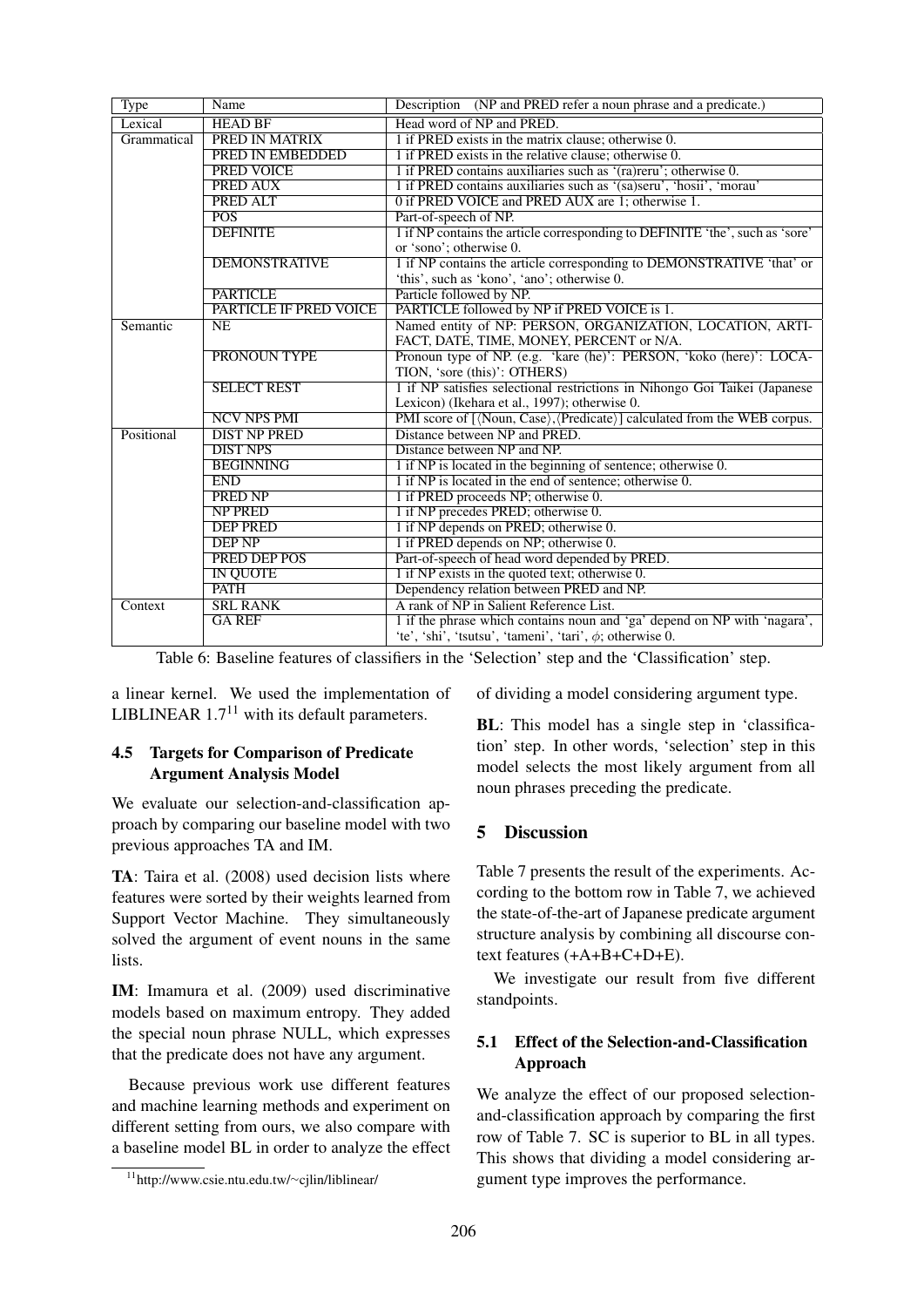| Type | Name | Description (NP and PRED refer a noun phrase and a predicate.) |
| --- | --- | --- |
| Lexical | HEAD BF | Head word of NP and PRED. |
| Grammatical | PRED IN MATRIX | 1 if PRED exists in the matrix clause; otherwise 0. |
| | PRED IN EMBEDDED | 1 if PRED exists in the relative clause; otherwise 0. |
| | PRED VOICE | 1 if PRED contains auxiliaries such as '(ra)reru'; otherwise 0. |
| | PRED AUX | 1 if PRED contains auxiliaries such as '(sa)seru', 'hosii', 'morau' |
| | PRED ALT | 0 if PRED VOICE and PRED AUX are 1; otherwise 1. |
| | POS | Part-of-speech of NP. |
| | DEFINITE | 1 if NP contains the article corresponding to DEFINITE 'the', such as 'sore' or 'sono'; otherwise 0. |
| | DEMONSTRATIVE | 1 if NP contains the article corresponding to DEMONSTRATIVE 'that' or 'this', such as 'kono', 'ano'; otherwise 0. |
| | PARTICLE | Particle followed by NP. |
| | PARTICLE IF PRED VOICE | PARTICLE followed by NP if PRED VOICE is 1. |
| Semantic | NE | Named entity of NP: PERSON, ORGANIZATION, LOCATION, ARTIFACT, DATE, TIME, MONEY, PERCENT or N/A. |
| | PRONOUN TYPE | Pronoun type of NP. (e.g. 'kare (he)': PERSON, 'koko (here)': LOCATION, 'sore (this)': OTHERS) |
| | SELECT REST | 1 if NP satisfies selectional restrictions in Nihongo Goi Taikei (Japanese Lexicon) (Ikehara et al., 1997); otherwise 0. |
| | NCV NPS PMI | PMI score of [⟨Noun, Case⟩,⟨Predicate⟩] calculated from the WEB corpus. |
| Positional | DIST NP PRED | Distance between NP and PRED. |
| | DIST NPS | Distance between NP and NP. |
| | BEGINNING | 1 if NP is located in the beginning of sentence; otherwise 0. |
| | END | 1 if NP is located in the end of sentence; otherwise 0. |
| | PRED NP | 1 if PRED proceeds NP; otherwise 0. |
| | NP PRED | 1 if NP precedes PRED; otherwise 0. |
| | DEP PRED | 1 if NP depends on PRED; otherwise 0. |
| | DEP NP | 1 if PRED depends on NP; otherwise 0. |
| | PRED DEP POS | Part-of-speech of head word depended by PRED. |
| | IN QUOTE | 1 if NP exists in the quoted text; otherwise 0. |
| | PATH | Dependency relation between PRED and NP. |
| Context | SRL RANK | A rank of NP in Salient Reference List. |
| | GA REF | 1 if the phrase which contains noun and 'ga' depend on NP with 'nagara', 'te', 'shi', 'tsutsu', 'tameni', 'tari', $\phi$; otherwise 0. |

Table 6: Baseline features of classifiers in the 'Selection' step and the 'Classification' step.

a linear kernel. We used the implementation of LIBLINEAR 1.7[11] with its default parameters.

### 4.5 Targets for Comparison of Predicate Argument Analysis Model

We evaluate our selection-and-classification approach by comparing our baseline model with two previous approaches TA and IM.

**TA**: Taira et al. (2008) used decision lists where features were sorted by their weights learned from Support Vector Machine. They simultaneously solved the argument of event nouns in the same lists.

**IM**: Imamura et al. (2009) used discriminative models based on maximum entropy. They added the special noun phrase NULL, which expresses that the predicate does not have any argument.

Because previous work use different features and machine learning methods and experiment on different setting from ours, we also compare with a baseline model BL in order to analyze the effect of dividing a model considering argument type.

**BL**: This model has a single step in 'classification' step. In other words, 'selection' step in this model selects the most likely argument from all noun phrases preceding the predicate.

[11] http://www.csie.ntu.edu.tw/~cjlin/liblinear/

## 5 Discussion

Table 7 presents the result of the experiments. According to the bottom row in Table 7, we achieved the state-of-the-art of Japanese predicate argument structure analysis by combining all discourse context features (+A+B+C+D+E).

We investigate our result from five different standpoints.

### 5.1 Effect of the Selection-and-Classification Approach

We analyze the effect of our proposed selection-and-classification approach by comparing the first row of Table 7. SC is superior to BL in all types. This shows that dividing a model considering argument type improves the performance.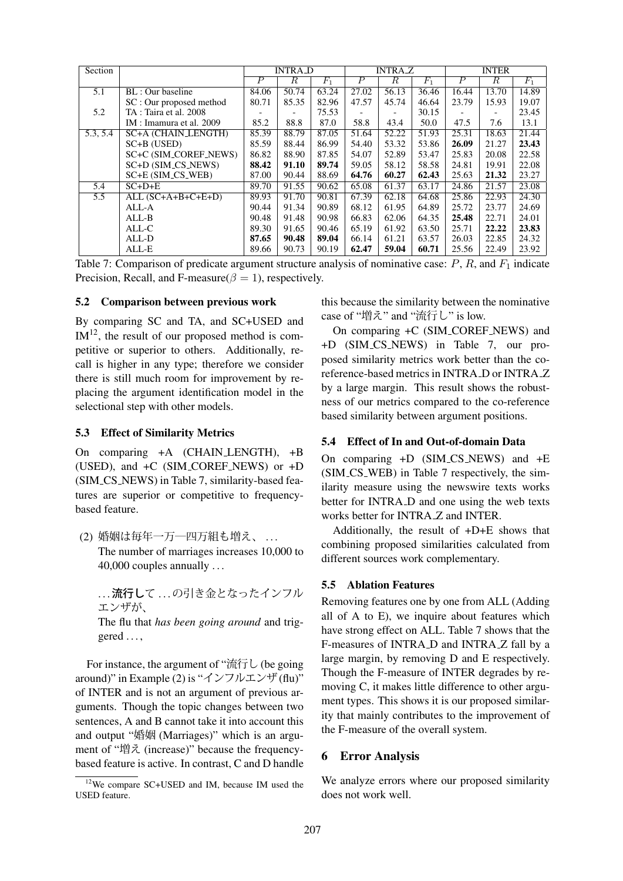| Section | | INTRA_D | | | INTRA_Z | | | INTER | | |
|---|---|---|---|---|---|---|---|---|---|---|
| | | $P$ | $R$ | $F_1$ | $P$ | $R$ | $F_1$ | $P$ | $R$ | $F_1$ |
| 5.1 | BL : Our baseline | 84.06 | 50.74 | 63.24 | 27.02 | 56.13 | 36.46 | 16.44 | 13.70 | 14.89 |
| | SC : Our proposed method | 80.71 | 85.35 | 82.96 | 47.57 | 45.74 | 46.64 | 23.79 | 15.93 | 19.07 |
| 5.2 | TA : Taira et al. 2008 | - | - | 75.53 | - | - | 30.15 | - | - | 23.45 |
| | IM : Imamura et al. 2009 | 85.2 | 88.8 | 87.0 | 58.8 | 43.4 | 50.0 | 47.5 | 7.6 | 13.1 |
| 5.3, 5.4 | SC+A (CHAIN_LENGTH) | 85.39 | 88.79 | 87.05 | 51.64 | 52.22 | 51.93 | 25.31 | 18.63 | 21.44 |
| | SC+B (USED) | 85.59 | 88.44 | 86.99 | 54.40 | 53.32 | 53.86 | **26.09** | 21.27 | **23.43** |
| | SC+C (SIM_COREF_NEWS) | 86.82 | 88.90 | 87.85 | 54.07 | 52.89 | 53.47 | 25.83 | 20.08 | 22.58 |
| | SC+D (SIM_CS_NEWS) | **88.42** | **91.10** | **89.74** | 59.05 | 58.12 | 58.58 | 24.81 | 19.91 | 22.08 |
| | SC+E (SIM_CS_WEB) | 87.00 | 90.44 | 88.69 | **64.76** | **60.27** | **62.43** | 25.63 | **21.32** | 23.27 |
| 5.4 | SC+D+E | 89.70 | 91.55 | 90.62 | 65.08 | 61.37 | 63.17 | 24.86 | 21.57 | 23.08 |
| 5.5 | ALL (SC+A+B+C+E+D) | 89.93 | 91.70 | 90.81 | 67.39 | 62.18 | 64.68 | 25.86 | 22.93 | 24.30 |
| | ALL-A | 90.44 | 91.34 | 90.89 | 68.12 | 61.95 | 64.89 | 25.72 | 23.77 | 24.69 |
| | ALL-B | 90.48 | 91.48 | 90.98 | 66.83 | 62.06 | 64.35 | **25.48** | 22.71 | 24.01 |
| | ALL-C | 89.30 | 91.65 | 90.46 | 65.19 | 61.92 | 63.50 | 25.71 | **22.22** | **23.83** |
| | ALL-D | **87.65** | **90.48** | **89.04** | 66.14 | 61.21 | 63.57 | 26.03 | 22.85 | 24.32 |
| | ALL-E | 89.66 | 90.73 | 90.19 | **62.47** | **59.04** | **60.71** | 25.56 | 22.49 | 23.92 |

Table 7: Comparison of predicate argument structure analysis of nominative case: $P$, $R$, and $F_1$ indicate Precision, Recall, and F-measure($\beta = 1$), respectively.

### 5.2 Comparison between previous work

By comparing SC and TA, and SC+USED and IM[12], the result of our proposed method is competitive or superior to others. Additionally, recall is higher in any type; therefore we consider there is still much room for improvement by replacing the argument identification model in the selectional step with other models.

### 5.3 Effect of Similarity Metrics

On comparing +A (CHAIN_LENGTH), +B (USED), and +C (SIM_COREF_NEWS) or +D (SIM_CS_NEWS) in Table 7, similarity-based features are superior or competitive to frequency-based feature.

(2) 婚姻は毎年一万—四万組も増え、 ...
The number of marriages increases 10,000 to 40,000 couples annually ...

... **流行し**て ... の引き金となったインフルエンザが、
The flu that *has been going around* and triggered ...,

For instance, the argument of "流行し (be going around)" in Example (2) is "インフルエンザ (flu)" of INTER and is not an argument of previous arguments. Though the topic changes between two sentences, A and B cannot take it into account this and output "婚姻 (Marriages)" which is an argument of "増え (increase)" because the frequency-based feature is active. In contrast, C and D handle this because the similarity between the nominative case of "増え" and "流行し" is low.

On comparing +C (SIM_COREF_NEWS) and +D (SIM_CS_NEWS) in Table 7, our proposed similarity metrics work better than the co-reference-based metrics in INTRA_D or INTRA_Z by a large margin. This result shows the robustness of our metrics compared to the co-reference based similarity between argument positions.

[12] We compare SC+USED and IM, because IM used the USED feature.

### 5.4 Effect of In and Out-of-domain Data

On comparing +D (SIM_CS_NEWS) and +E (SIM_CS_WEB) in Table 7 respectively, the similarity measure using the newswire texts works better for INTRA_D and one using the web texts works better for INTRA_Z and INTER.

Additionally, the result of +D+E shows that combining proposed similarities calculated from different sources work complementary.

### 5.5 Ablation Features

Removing features one by one from ALL (Adding all of A to E), we inquire about features which have strong effect on ALL. Table 7 shows that the F-measures of INTRA_D and INTRA_Z fall by a large margin, by removing D and E respectively. Though the F-measure of INTER degrades by removing C, it makes little difference to other argument types. This shows it is our proposed similarity that mainly contributes to the improvement of the F-measure of the overall system.

## 6 Error Analysis

We analyze errors where our proposed similarity does not work well.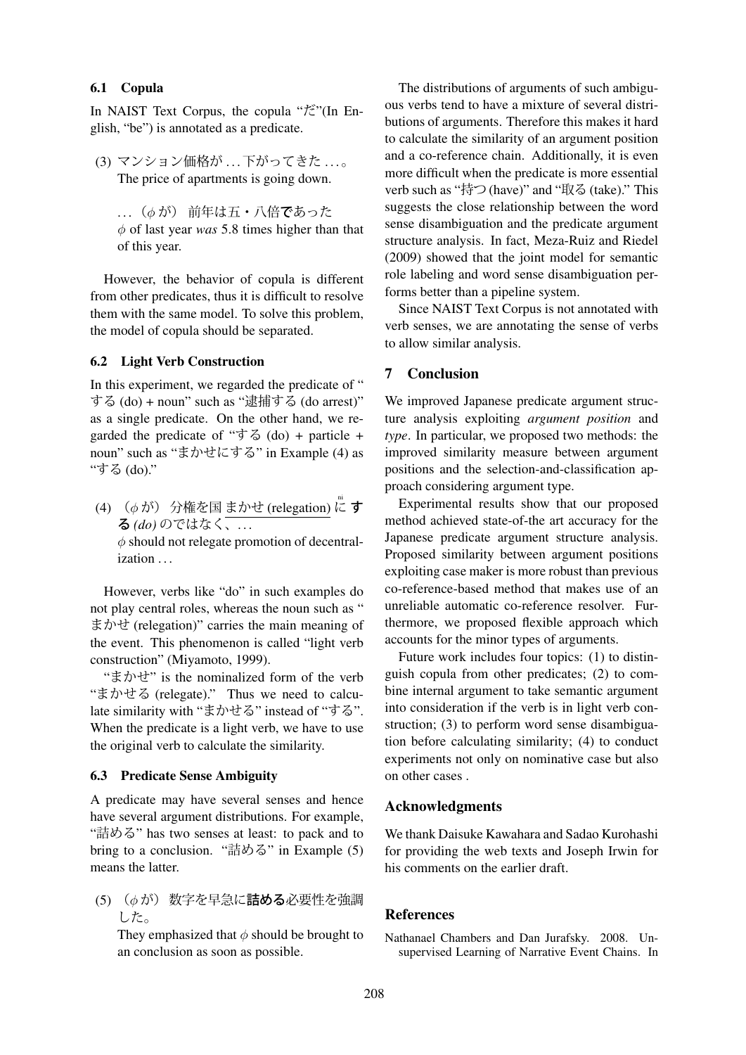### 6.1 Copula

In NAIST Text Corpus, the copula "だ"(In English, "be") is annotated as a predicate.

(3) マンション価格が ... 下がってきた ...。
The price of apartments is going down.

... （$\phi$ が） 前年は五・八倍**で**あった
$\phi$ of last year *was* 5.8 times higher than that of this year.

However, the behavior of copula is different from other predicates, thus it is difficult to resolve them with the same model. To solve this problem, the model of copula should be separated.

### 6.2 Light Verb Construction

In this experiment, we regarded the predicate of "する (do) + noun" such as "逮捕する (do arrest)" as a single predicate. On the other hand, we regarded the predicate of "する (do) + particle + noun" such as "まかせにする" in Example (4) as "する (do)."

(4) （$\phi$ が） 分権を国 まかせ (relegation) に(ni) **する** *(do)* のではなく、...
$\phi$ should not relegate promotion of decentralization ...

However, verbs like "do" in such examples do not play central roles, whereas the noun such as "まかせ (relegation)" carries the main meaning of the event. This phenomenon is called "light verb construction" (Miyamoto, 1999).

"まかせ" is the nominalized form of the verb "まかせる (relegate)." Thus we need to calculate similarity with "まかせる" instead of "する". When the predicate is a light verb, we have to use the original verb to calculate the similarity.

### 6.3 Predicate Sense Ambiguity

A predicate may have several senses and hence have several argument distributions. For example, "詰める" has two senses at least: to pack and to bring to a conclusion. "詰める" in Example (5) means the latter.

(5) （$\phi$ が） 数字を早急に**詰める**必要性を強調した。
They emphasized that $\phi$ should be brought to an conclusion as soon as possible.

The distributions of arguments of such ambiguous verbs tend to have a mixture of several distributions of arguments. Therefore this makes it hard to calculate the similarity of an argument position and a co-reference chain. Additionally, it is even more difficult when the predicate is more essential verb such as "持つ (have)" and "取る (take)." This suggests the close relationship between the word sense disambiguation and the predicate argument structure analysis. In fact, Meza-Ruiz and Riedel (2009) showed that the joint model for semantic role labeling and word sense disambiguation performs better than a pipeline system.

Since NAIST Text Corpus is not annotated with verb senses, we are annotating the sense of verbs to allow similar analysis.

## 7 Conclusion

We improved Japanese predicate argument structure analysis exploiting *argument position* and *type*. In particular, we proposed two methods: the improved similarity measure between argument positions and the selection-and-classification approach considering argument type.

Experimental results show that our proposed method achieved state-of-the art accuracy for the Japanese predicate argument structure analysis. Proposed similarity between argument positions exploiting case maker is more robust than previous co-reference-based method that makes use of an unreliable automatic co-reference resolver. Furthermore, we proposed flexible approach which accounts for the minor types of arguments.

Future work includes four topics: (1) to distinguish copula from other predicates; (2) to combine internal argument to take semantic argument into consideration if the verb is in light verb construction; (3) to perform word sense disambiguation before calculating similarity; (4) to conduct experiments not only on nominative case but also on other cases .

## Acknowledgments

We thank Daisuke Kawahara and Sadao Kurohashi for providing the web texts and Joseph Irwin for his comments on the earlier draft.

## References

Nathanael Chambers and Dan Jurafsky. 2008. Unsupervised Learning of Narrative Event Chains. In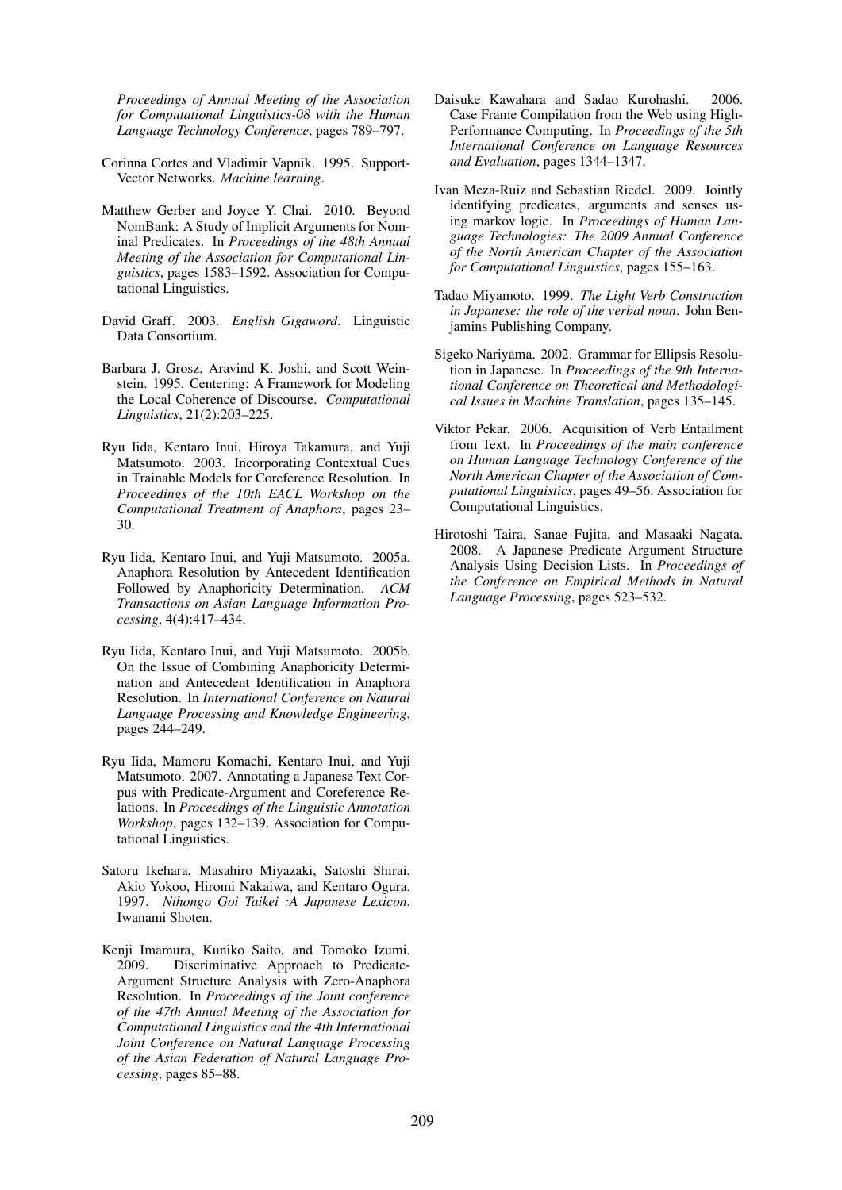*Proceedings of Annual Meeting of the Association for Computational Linguistics-08 with the Human Language Technology Conference*, pages 789–797.

Corinna Cortes and Vladimir Vapnik. 1995. Support-Vector Networks. *Machine learning*.

Matthew Gerber and Joyce Y. Chai. 2010. Beyond NomBank: A Study of Implicit Arguments for Nominal Predicates. In *Proceedings of the 48th Annual Meeting of the Association for Computational Linguistics*, pages 1583–1592. Association for Computational Linguistics.

David Graff. 2003. *English Gigaword*. Linguistic Data Consortium.

Barbara J. Grosz, Aravind K. Joshi, and Scott Weinstein. 1995. Centering: A Framework for Modeling the Local Coherence of Discourse. *Computational Linguistics*, 21(2):203–225.

Ryu Iida, Kentaro Inui, Hiroya Takamura, and Yuji Matsumoto. 2003. Incorporating Contextual Cues in Trainable Models for Coreference Resolution. In *Proceedings of the 10th EACL Workshop on the Computational Treatment of Anaphora*, pages 23–30.

Ryu Iida, Kentaro Inui, and Yuji Matsumoto. 2005a. Anaphora Resolution by Antecedent Identification Followed by Anaphoricity Determination. *ACM Transactions on Asian Language Information Processing*, 4(4):417–434.

Ryu Iida, Kentaro Inui, and Yuji Matsumoto. 2005b. On the Issue of Combining Anaphoricity Determination and Antecedent Identification in Anaphora Resolution. In *International Conference on Natural Language Processing and Knowledge Engineering*, pages 244–249.

Ryu Iida, Mamoru Komachi, Kentaro Inui, and Yuji Matsumoto. 2007. Annotating a Japanese Text Corpus with Predicate-Argument and Coreference Relations. In *Proceedings of the Linguistic Annotation Workshop*, pages 132–139. Association for Computational Linguistics.

Satoru Ikehara, Masahiro Miyazaki, Satoshi Shirai, Akio Yokoo, Hiromi Nakaiwa, and Kentaro Ogura. 1997. *Nihongo Goi Taikei :A Japanese Lexicon*. Iwanami Shoten.

Kenji Imamura, Kuniko Saito, and Tomoko Izumi. 2009. Discriminative Approach to Predicate-Argument Structure Analysis with Zero-Anaphora Resolution. In *Proceedings of the Joint conference of the 47th Annual Meeting of the Association for Computational Linguistics and the 4th International Joint Conference on Natural Language Processing of the Asian Federation of Natural Language Processing*, pages 85–88.

Daisuke Kawahara and Sadao Kurohashi. 2006. Case Frame Compilation from the Web using High-Performance Computing. In *Proceedings of the 5th International Conference on Language Resources and Evaluation*, pages 1344–1347.

Ivan Meza-Ruiz and Sebastian Riedel. 2009. Jointly identifying predicates, arguments and senses using markov logic. In *Proceedings of Human Language Technologies: The 2009 Annual Conference of the North American Chapter of the Association for Computational Linguistics*, pages 155–163.

Tadao Miyamoto. 1999. *The Light Verb Construction in Japanese: the role of the verbal noun*. John Benjamins Publishing Company.

Sigeko Nariyama. 2002. Grammar for Ellipsis Resolution in Japanese. In *Proceedings of the 9th International Conference on Theoretical and Methodological Issues in Machine Translation*, pages 135–145.

Viktor Pekar. 2006. Acquisition of Verb Entailment from Text. In *Proceedings of the main conference on Human Language Technology Conference of the North American Chapter of the Association of Computational Linguistics*, pages 49–56. Association for Computational Linguistics.

Hirotoshi Taira, Sanae Fujita, and Masaaki Nagata. 2008. A Japanese Predicate Argument Structure Analysis Using Decision Lists. In *Proceedings of the Conference on Empirical Methods in Natural Language Processing*, pages 523–532.